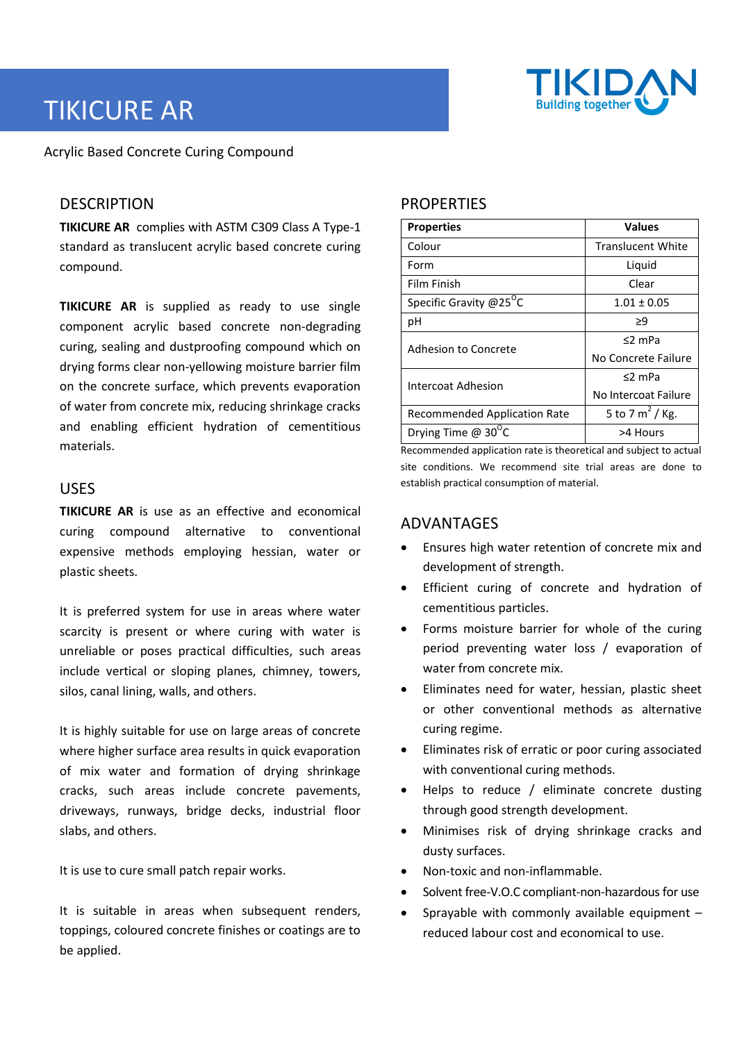# TIKICURE AR

Acrylic Based Concrete Curing Compound

## DESCRIPTION

**TIKICURE AR** complies with ASTM C309 Class A Type-1 standard as translucent acrylic based concrete curing compound.

**TIKICURE AR** is supplied as ready to use single component acrylic based concrete non-degrading curing, sealing and dustproofing compound which on drying forms clear non-yellowing moisture barrier film on the concrete surface, which prevents evaporation of water from concrete mix, reducing shrinkage cracks and enabling efficient hydration of cementitious materials.

## USES

**TIKICURE AR** is use as an effective and economical curing compound alternative to conventional expensive methods employing hessian, water or plastic sheets.

It is preferred system for use in areas where water scarcity is present or where curing with water is unreliable or poses practical difficulties, such areas include vertical or sloping planes, chimney, towers, silos, canal lining, walls, and others.

It is highly suitable for use on large areas of concrete where higher surface area results in quick evaporation of mix water and formation of drying shrinkage cracks, such areas include concrete pavements, driveways, runways, bridge decks, industrial floor slabs, and others.

It is use to cure small patch repair works.

It is suitable in areas when subsequent renders, toppings, coloured concrete finishes or coatings are to be applied.

## PROPERTIES

| Properties | Values |
|---|---|
| Colour | Translucent White |
| Form | Liquid |
| Film Finish | Clear |
| Specific Gravity @25$^{\circ}$C | 1.01 ± 0.05 |
| pH | ≥9 |
| Adhesion to Concrete | ≤2 mPa<br>No Concrete Failure |
| Intercoat Adhesion | ≤2 mPa<br>No Intercoat Failure |
| Recommended Application Rate | 5 to 7 m$^{2}$ / Kg. |
| Drying Time @ 30$^{\circ}$C | >4 Hours |

Recommended application rate is theoretical and subject to actual site conditions. We recommend site trial areas are done to establish practical consumption of material.

## ADVANTAGES

- Ensures high water retention of concrete mix and development of strength.
- Efficient curing of concrete and hydration of cementitious particles.
- Forms moisture barrier for whole of the curing period preventing water loss / evaporation of water from concrete mix.
- Eliminates need for water, hessian, plastic sheet or other conventional methods as alternative curing regime.
- Eliminates risk of erratic or poor curing associated with conventional curing methods.
- Helps to reduce / eliminate concrete dusting through good strength development.
- Minimises risk of drying shrinkage cracks and dusty surfaces.
- Non-toxic and non-inflammable.
- Solvent free-V.O.C compliant-non-hazardous for use
- Sprayable with commonly available equipment – reduced labour cost and economical to use.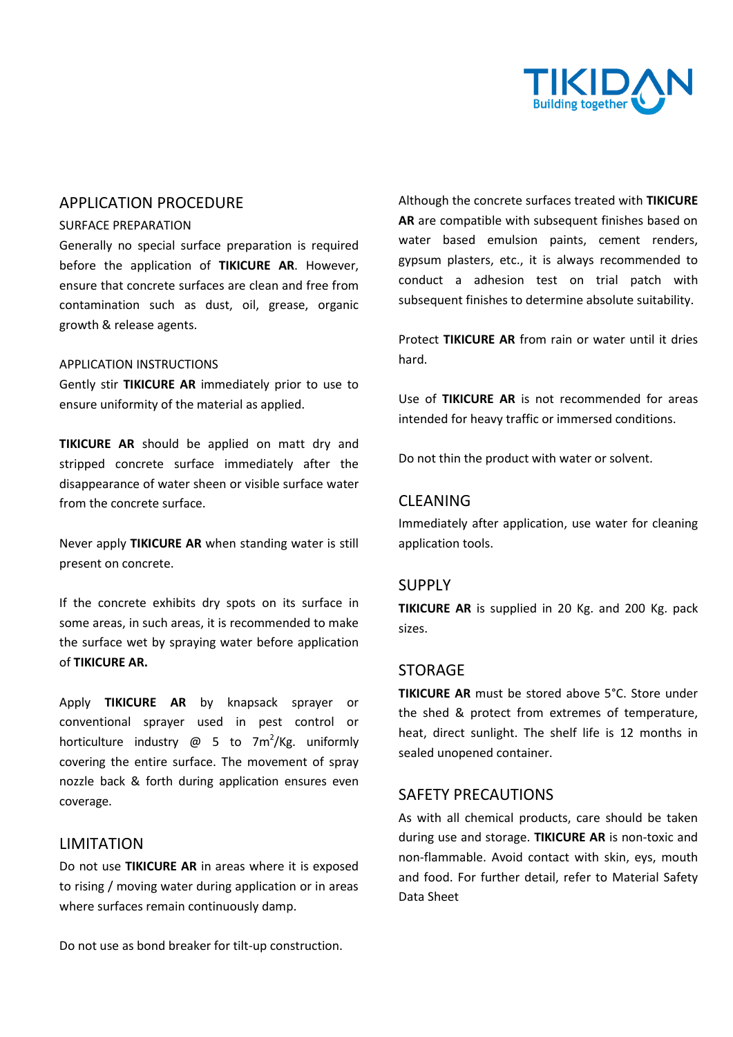## APPLICATION PROCEDURE

### SURFACE PREPARATION

Generally no special surface preparation is required before the application of **TIKICURE AR**. However, ensure that concrete surfaces are clean and free from contamination such as dust, oil, grease, organic growth & release agents.

### APPLICATION INSTRUCTIONS

Gently stir **TIKICURE AR** immediately prior to use to ensure uniformity of the material as applied.

**TIKICURE AR** should be applied on matt dry and stripped concrete surface immediately after the disappearance of water sheen or visible surface water from the concrete surface.

Never apply **TIKICURE AR** when standing water is still present on concrete.

If the concrete exhibits dry spots on its surface in some areas, in such areas, it is recommended to make the surface wet by spraying water before application of **TIKICURE AR.**

Apply **TIKICURE AR** by knapsack sprayer or conventional sprayer used in pest control or horticulture industry @ 5 to 7m$^2$/Kg. uniformly covering the entire surface. The movement of spray nozzle back & forth during application ensures even coverage.

## LIMITATION

Do not use **TIKICURE AR** in areas where it is exposed to rising / moving water during application or in areas where surfaces remain continuously damp.

Do not use as bond breaker for tilt-up construction.

Although the concrete surfaces treated with **TIKICURE AR** are compatible with subsequent finishes based on water based emulsion paints, cement renders, gypsum plasters, etc., it is always recommended to conduct a adhesion test on trial patch with subsequent finishes to determine absolute suitability.

Protect **TIKICURE AR** from rain or water until it dries hard.

Use of **TIKICURE AR** is not recommended for areas intended for heavy traffic or immersed conditions.

Do not thin the product with water or solvent.

## CLEANING

Immediately after application, use water for cleaning application tools.

## SUPPLY

**TIKICURE AR** is supplied in 20 Kg. and 200 Kg. pack sizes.

## STORAGE

**TIKICURE AR** must be stored above 5°C. Store under the shed & protect from extremes of temperature, heat, direct sunlight. The shelf life is 12 months in sealed unopened container.

## SAFETY PRECAUTIONS

As with all chemical products, care should be taken during use and storage. **TIKICURE AR** is non-toxic and non-flammable. Avoid contact with skin, eys, mouth and food. For further detail, refer to Material Safety Data Sheet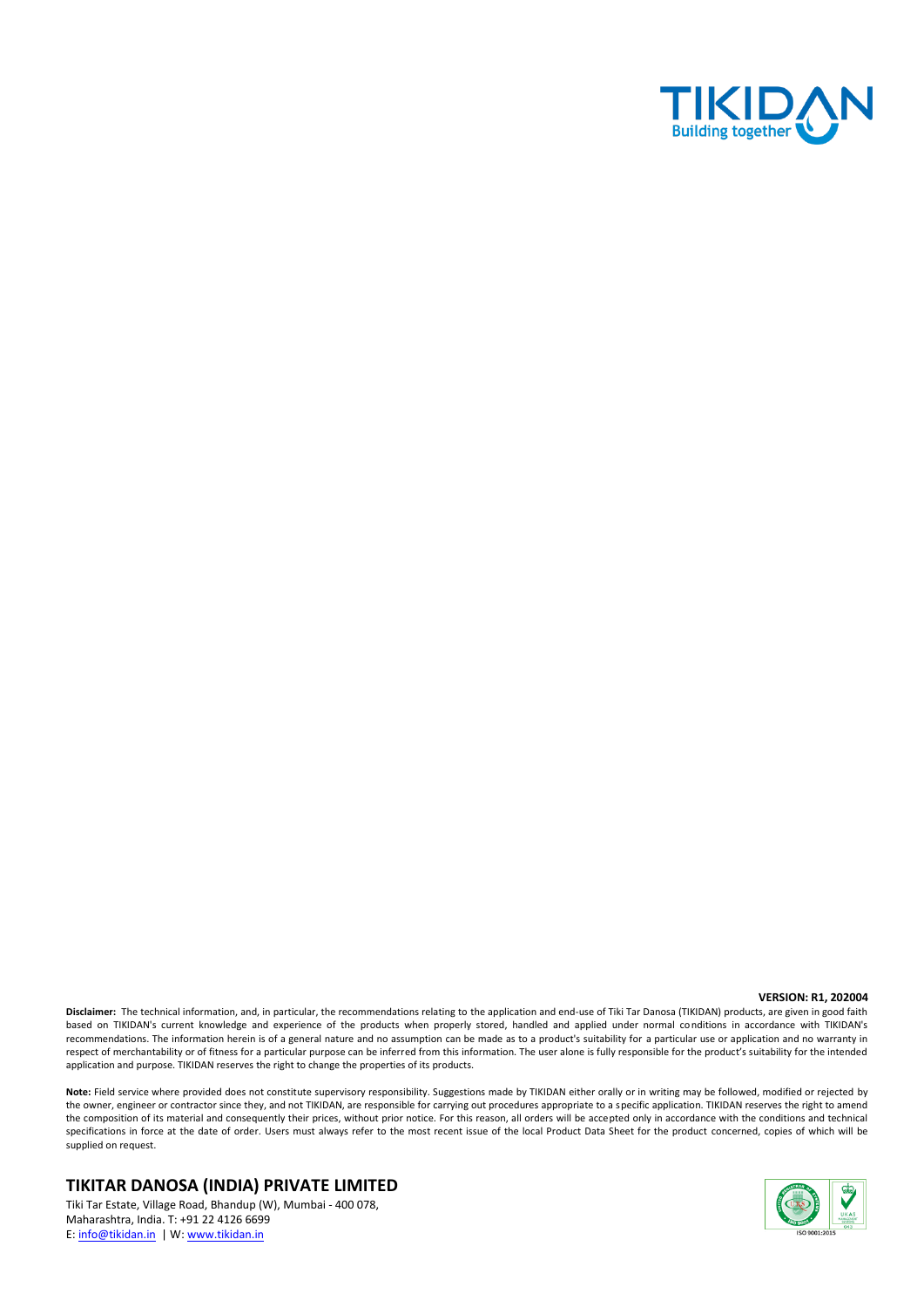**VERSION: R1, 202004**

**Disclaimer:** The technical information, and, in particular, the recommendations relating to the application and end-use of Tiki Tar Danosa (TIKIDAN) products, are given in good faith based on TIKIDAN's current knowledge and experience of the products when properly stored, handled and applied under normal conditions in accordance with TIKIDAN's recommendations. The information herein is of a general nature and no assumption can be made as to a product's suitability for a particular use or application and no warranty in respect of merchantability or of fitness for a particular purpose can be inferred from this information. The user alone is fully responsible for the product's suitability for the intended application and purpose. TIKIDAN reserves the right to change the properties of its products.

**Note:** Field service where provided does not constitute supervisory responsibility. Suggestions made by TIKIDAN either orally or in writing may be followed, modified or rejected by the owner, engineer or contractor since they, and not TIKIDAN, are responsible for carrying out procedures appropriate to a specific application. TIKIDAN reserves the right to amend the composition of its material and consequently their prices, without prior notice. For this reason, all orders will be accepted only in accordance with the conditions and technical specifications in force at the date of order. Users must always refer to the most recent issue of the local Product Data Sheet for the product concerned, copies of which will be supplied on request.

## TIKITAR DANOSA (INDIA) PRIVATE LIMITED

Tiki Tar Estate, Village Road, Bhandup (W), Mumbai - 400 078,
Maharashtra, India. T: +91 22 4126 6699
E: info@tikidan.in | W: www.tikidan.in

ISO 9001:2015